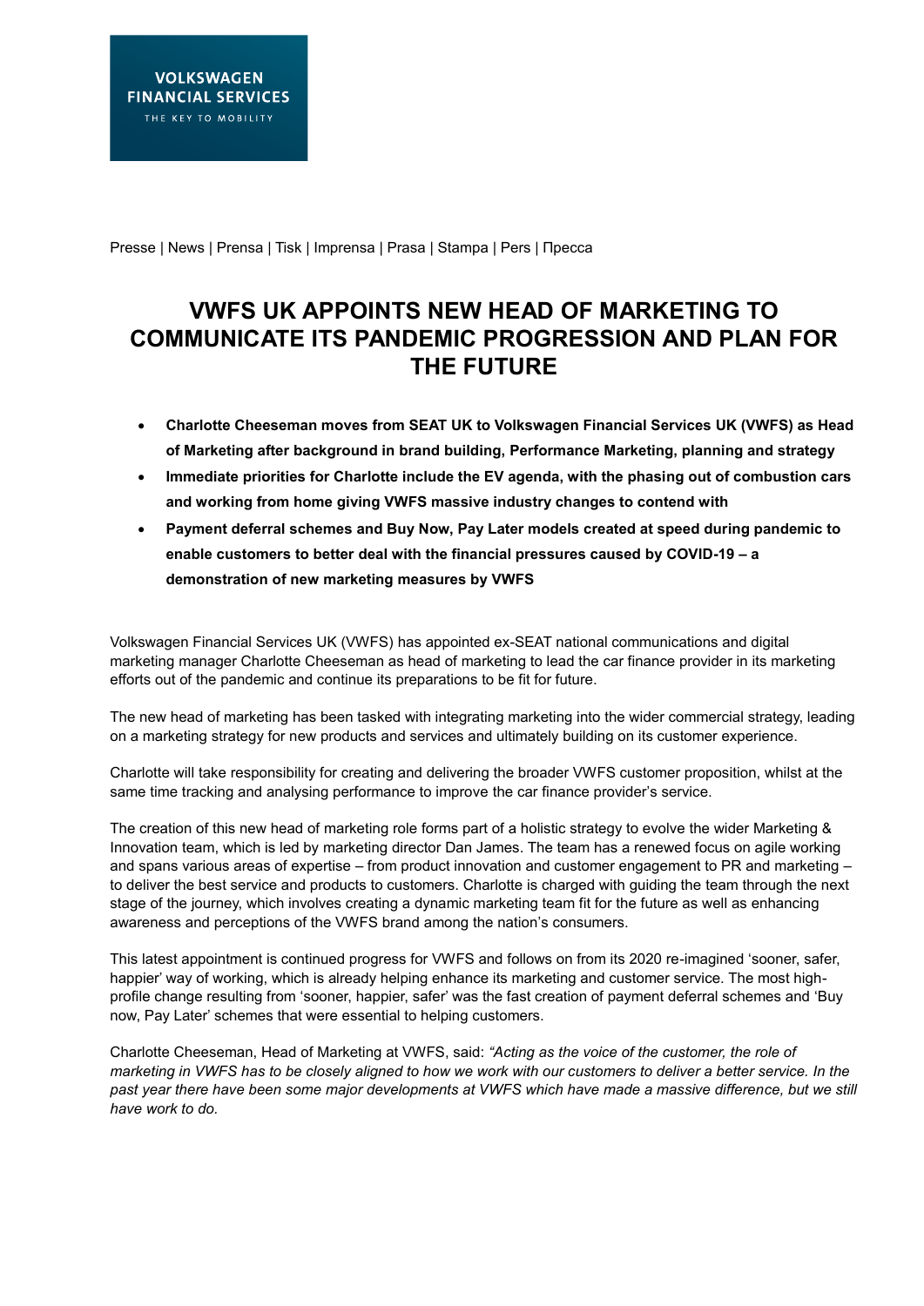VOLKSWAGEN FINANCIAL SERVICES
THE KEY TO MOBILITY

Presse | News | Prensa | Tisk | Imprensa | Prasa | Stampa | Pers | Пресса

# VWFS UK APPOINTS NEW HEAD OF MARKETING TO COMMUNICATE ITS PANDEMIC PROGRESSION AND PLAN FOR THE FUTURE

- **Charlotte Cheeseman moves from SEAT UK to Volkswagen Financial Services UK (VWFS) as Head of Marketing after background in brand building, Performance Marketing, planning and strategy**
- **Immediate priorities for Charlotte include the EV agenda, with the phasing out of combustion cars and working from home giving VWFS massive industry changes to contend with**
- **Payment deferral schemes and Buy Now, Pay Later models created at speed during pandemic to enable customers to better deal with the financial pressures caused by COVID-19 – a demonstration of new marketing measures by VWFS**

Volkswagen Financial Services UK (VWFS) has appointed ex-SEAT national communications and digital marketing manager Charlotte Cheeseman as head of marketing to lead the car finance provider in its marketing efforts out of the pandemic and continue its preparations to be fit for future.

The new head of marketing has been tasked with integrating marketing into the wider commercial strategy, leading on a marketing strategy for new products and services and ultimately building on its customer experience.

Charlotte will take responsibility for creating and delivering the broader VWFS customer proposition, whilst at the same time tracking and analysing performance to improve the car finance provider's service.

The creation of this new head of marketing role forms part of a holistic strategy to evolve the wider Marketing & Innovation team, which is led by marketing director Dan James. The team has a renewed focus on agile working and spans various areas of expertise – from product innovation and customer engagement to PR and marketing – to deliver the best service and products to customers. Charlotte is charged with guiding the team through the next stage of the journey, which involves creating a dynamic marketing team fit for the future as well as enhancing awareness and perceptions of the VWFS brand among the nation's consumers.

This latest appointment is continued progress for VWFS and follows on from its 2020 re-imagined 'sooner, safer, happier' way of working, which is already helping enhance its marketing and customer service. The most high-profile change resulting from 'sooner, happier, safer' was the fast creation of payment deferral schemes and 'Buy now, Pay Later' schemes that were essential to helping customers.

Charlotte Cheeseman, Head of Marketing at VWFS, said: *"Acting as the voice of the customer, the role of marketing in VWFS has to be closely aligned to how we work with our customers to deliver a better service. In the past year there have been some major developments at VWFS which have made a massive difference, but we still have work to do.*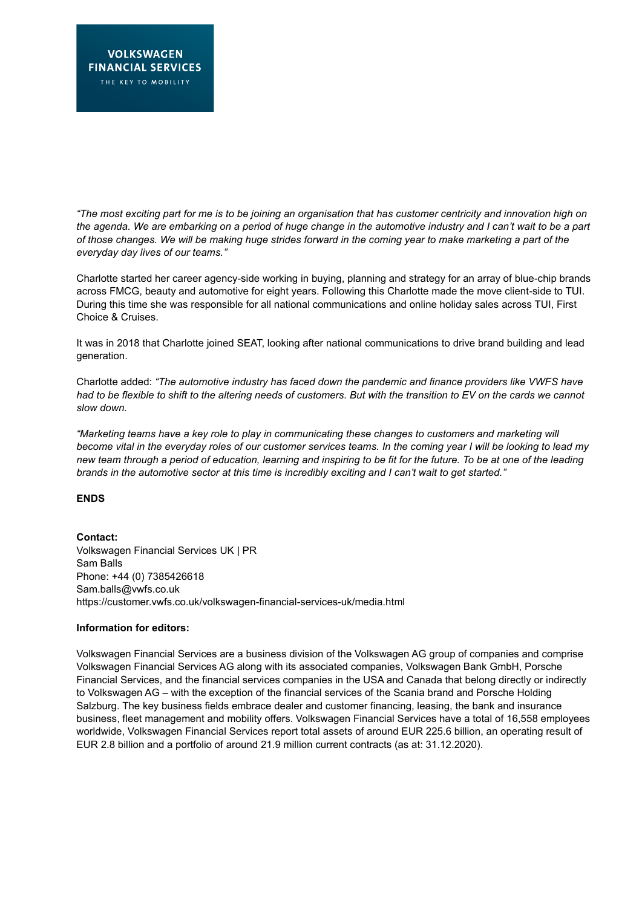*"The most exciting part for me is to be joining an organisation that has customer centricity and innovation high on the agenda. We are embarking on a period of huge change in the automotive industry and I can't wait to be a part of those changes. We will be making huge strides forward in the coming year to make marketing a part of the everyday day lives of our teams."*

Charlotte started her career agency-side working in buying, planning and strategy for an array of blue-chip brands across FMCG, beauty and automotive for eight years. Following this Charlotte made the move client-side to TUI. During this time she was responsible for all national communications and online holiday sales across TUI, First Choice & Cruises.

It was in 2018 that Charlotte joined SEAT, looking after national communications to drive brand building and lead generation.

Charlotte added: *"The automotive industry has faced down the pandemic and finance providers like VWFS have had to be flexible to shift to the altering needs of customers. But with the transition to EV on the cards we cannot slow down.*

*"Marketing teams have a key role to play in communicating these changes to customers and marketing will become vital in the everyday roles of our customer services teams. In the coming year I will be looking to lead my new team through a period of education, learning and inspiring to be fit for the future. To be at one of the leading brands in the automotive sector at this time is incredibly exciting and I can't wait to get started."*

**ENDS**

**Contact:**
Volkswagen Financial Services UK | PR
Sam Balls
Phone: +44 (0) 7385426618
Sam.balls@vwfs.co.uk
https://customer.vwfs.co.uk/volkswagen-financial-services-uk/media.html

**Information for editors:**

Volkswagen Financial Services are a business division of the Volkswagen AG group of companies and comprise Volkswagen Financial Services AG along with its associated companies, Volkswagen Bank GmbH, Porsche Financial Services, and the financial services companies in the USA and Canada that belong directly or indirectly to Volkswagen AG – with the exception of the financial services of the Scania brand and Porsche Holding Salzburg. The key business fields embrace dealer and customer financing, leasing, the bank and insurance business, fleet management and mobility offers. Volkswagen Financial Services have a total of 16,558 employees worldwide, Volkswagen Financial Services report total assets of around EUR 225.6 billion, an operating result of EUR 2.8 billion and a portfolio of around 21.9 million current contracts (as at: 31.12.2020).